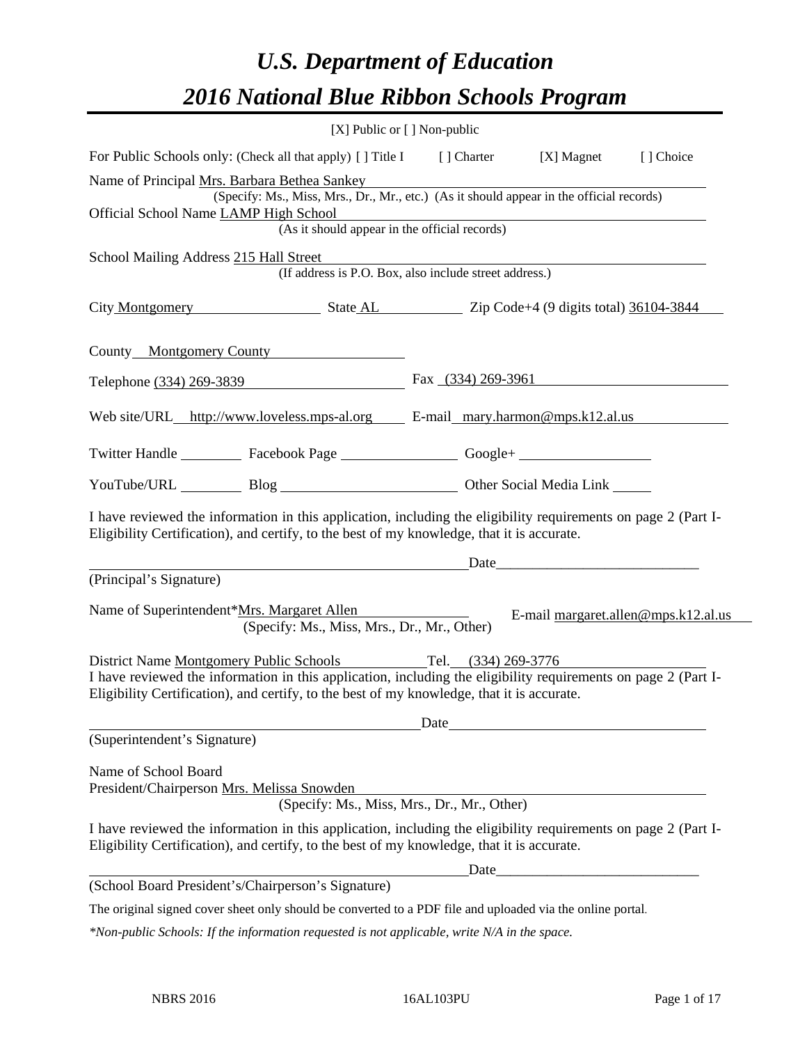# U.S. Department of Education

# 2016 National Blue Ribbon Schools Program

[X] Public or [ ] Non-public

For Public Schools only: (Check all that apply) [ ] Title I [ ] Charter [X] Magnet [ ] Choice

Name of Principal Mrs. Barbara Bethea Sankey
(Specify: Ms., Miss, Mrs., Dr., Mr., etc.) (As it should appear in the official records)

Official School Name LAMP High School
(As it should appear in the official records)

School Mailing Address 215 Hall Street
(If address is P.O. Box, also include street address.)

City Montgomery State AL Zip Code+4 (9 digits total) 36104-3844

County Montgomery County

Telephone (334) 269-3839 Fax (334) 269-3961

Web site/URL http://www.loveless.mps-al.org E-mail mary.harmon@mps.k12.al.us

Twitter Handle ________ Facebook Page ________ Google+ ________

YouTube/URL ________ Blog ________ Other Social Media Link ________

I have reviewed the information in this application, including the eligibility requirements on page 2 (Part I-Eligibility Certification), and certify, to the best of my knowledge, that it is accurate.

_________________________________________________ Date_____________________________

(Principal's Signature)

Name of Superintendent*Mrs. Margaret Allen E-mail margaret.allen@mps.k12.al.us
(Specify: Ms., Miss, Mrs., Dr., Mr., Other)

District Name Montgomery Public Schools Tel. (334) 269-3776

I have reviewed the information in this application, including the eligibility requirements on page 2 (Part I-Eligibility Certification), and certify, to the best of my knowledge, that it is accurate.

_________________________________________________ Date_____________________________

(Superintendent's Signature)

Name of School Board
President/Chairperson Mrs. Melissa Snowden
(Specify: Ms., Miss, Mrs., Dr., Mr., Other)

I have reviewed the information in this application, including the eligibility requirements on page 2 (Part I-Eligibility Certification), and certify, to the best of my knowledge, that it is accurate.

_________________________________________________ Date_____________________________

(School Board President's/Chairperson's Signature)

The original signed cover sheet only should be converted to a PDF file and uploaded via the online portal.

*\*Non-public Schools: If the information requested is not applicable, write N/A in the space.*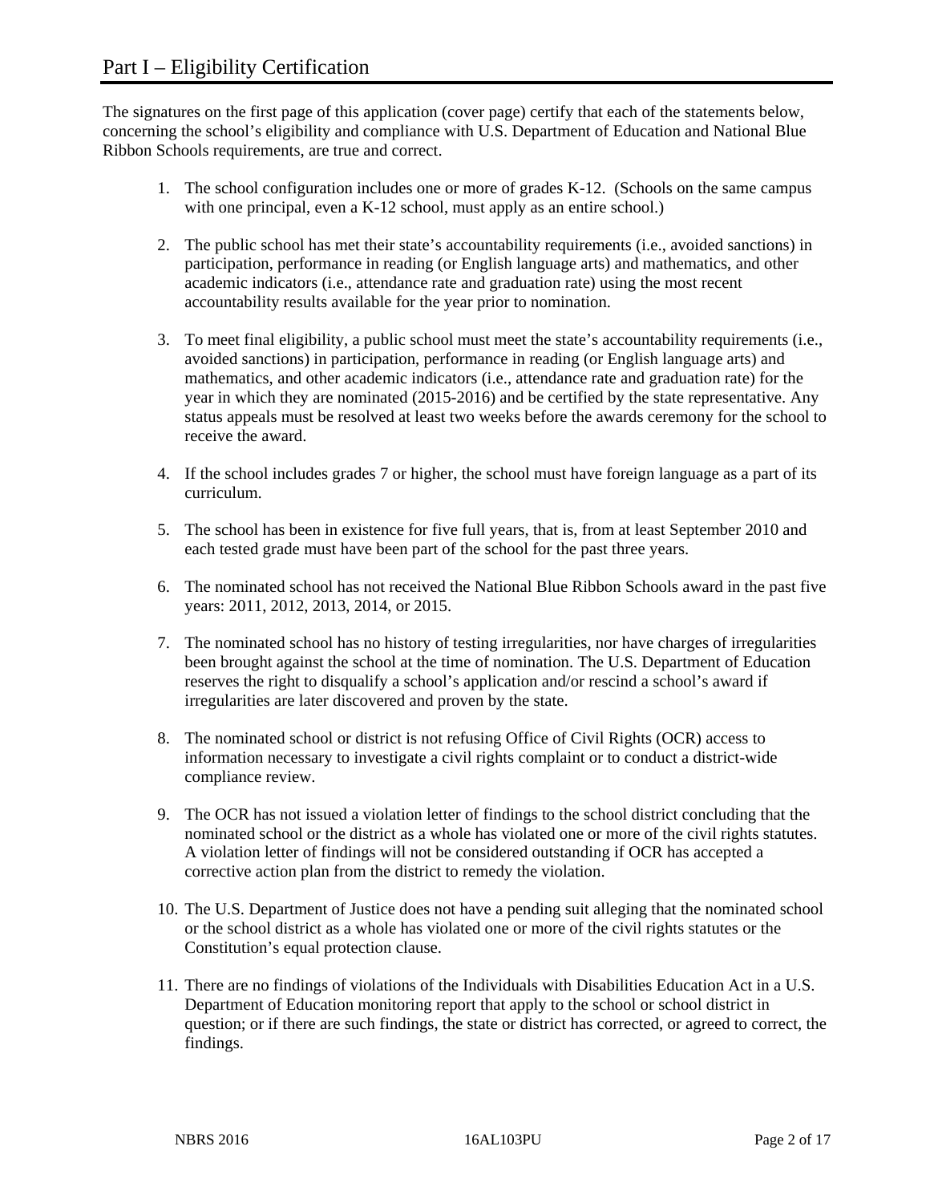# Part I – Eligibility Certification

The signatures on the first page of this application (cover page) certify that each of the statements below, concerning the school's eligibility and compliance with U.S. Department of Education and National Blue Ribbon Schools requirements, are true and correct.

1. The school configuration includes one or more of grades K-12. (Schools on the same campus with one principal, even a K-12 school, must apply as an entire school.)

2. The public school has met their state's accountability requirements (i.e., avoided sanctions) in participation, performance in reading (or English language arts) and mathematics, and other academic indicators (i.e., attendance rate and graduation rate) using the most recent accountability results available for the year prior to nomination.

3. To meet final eligibility, a public school must meet the state's accountability requirements (i.e., avoided sanctions) in participation, performance in reading (or English language arts) and mathematics, and other academic indicators (i.e., attendance rate and graduation rate) for the year in which they are nominated (2015-2016) and be certified by the state representative. Any status appeals must be resolved at least two weeks before the awards ceremony for the school to receive the award.

4. If the school includes grades 7 or higher, the school must have foreign language as a part of its curriculum.

5. The school has been in existence for five full years, that is, from at least September 2010 and each tested grade must have been part of the school for the past three years.

6. The nominated school has not received the National Blue Ribbon Schools award in the past five years: 2011, 2012, 2013, 2014, or 2015.

7. The nominated school has no history of testing irregularities, nor have charges of irregularities been brought against the school at the time of nomination. The U.S. Department of Education reserves the right to disqualify a school's application and/or rescind a school's award if irregularities are later discovered and proven by the state.

8. The nominated school or district is not refusing Office of Civil Rights (OCR) access to information necessary to investigate a civil rights complaint or to conduct a district-wide compliance review.

9. The OCR has not issued a violation letter of findings to the school district concluding that the nominated school or the district as a whole has violated one or more of the civil rights statutes. A violation letter of findings will not be considered outstanding if OCR has accepted a corrective action plan from the district to remedy the violation.

10. The U.S. Department of Justice does not have a pending suit alleging that the nominated school or the school district as a whole has violated one or more of the civil rights statutes or the Constitution's equal protection clause.

11. There are no findings of violations of the Individuals with Disabilities Education Act in a U.S. Department of Education monitoring report that apply to the school or school district in question; or if there are such findings, the state or district has corrected, or agreed to correct, the findings.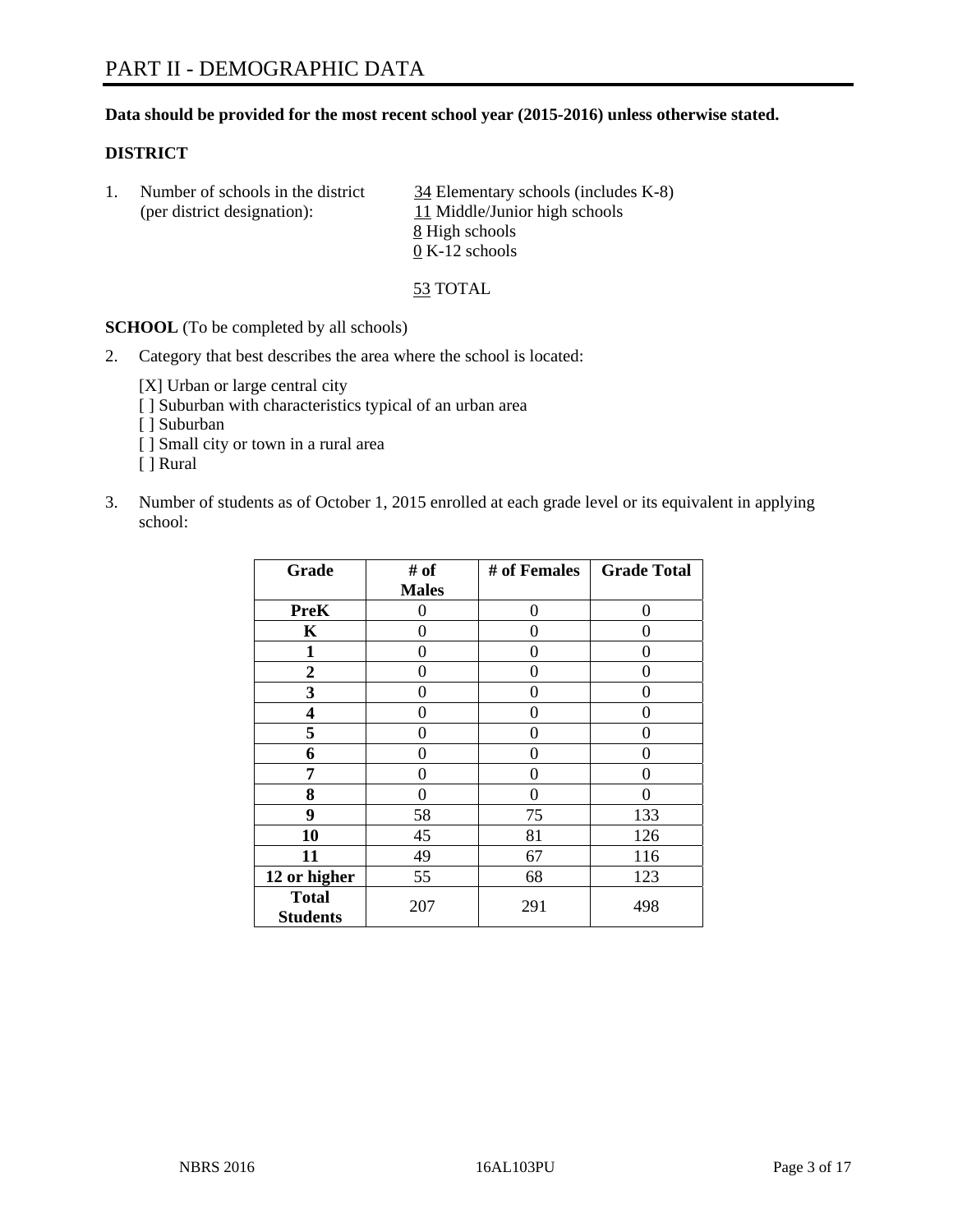# PART II - DEMOGRAPHIC DATA

**Data should be provided for the most recent school year (2015-2016) unless otherwise stated.**

**DISTRICT**

1. Number of schools in the district (per district designation):
   34 Elementary schools (includes K-8)
   11 Middle/Junior high schools
   8 High schools
   0 K-12 schools

   53 TOTAL

**SCHOOL** (To be completed by all schools)

2. Category that best describes the area where the school is located:

   [X] Urban or large central city
   [ ] Suburban with characteristics typical of an urban area
   [ ] Suburban
   [ ] Small city or town in a rural area
   [ ] Rural

3. Number of students as of October 1, 2015 enrolled at each grade level or its equivalent in applying school:

| Grade | # of Males | # of Females | Grade Total |
|---|---|---|---|
| **PreK** | 0 | 0 | 0 |
| **K** | 0 | 0 | 0 |
| **1** | 0 | 0 | 0 |
| **2** | 0 | 0 | 0 |
| **3** | 0 | 0 | 0 |
| **4** | 0 | 0 | 0 |
| **5** | 0 | 0 | 0 |
| **6** | 0 | 0 | 0 |
| **7** | 0 | 0 | 0 |
| **8** | 0 | 0 | 0 |
| **9** | 58 | 75 | 133 |
| **10** | 45 | 81 | 126 |
| **11** | 49 | 67 | 116 |
| **12 or higher** | 55 | 68 | 123 |
| **Total Students** | 207 | 291 | 498 |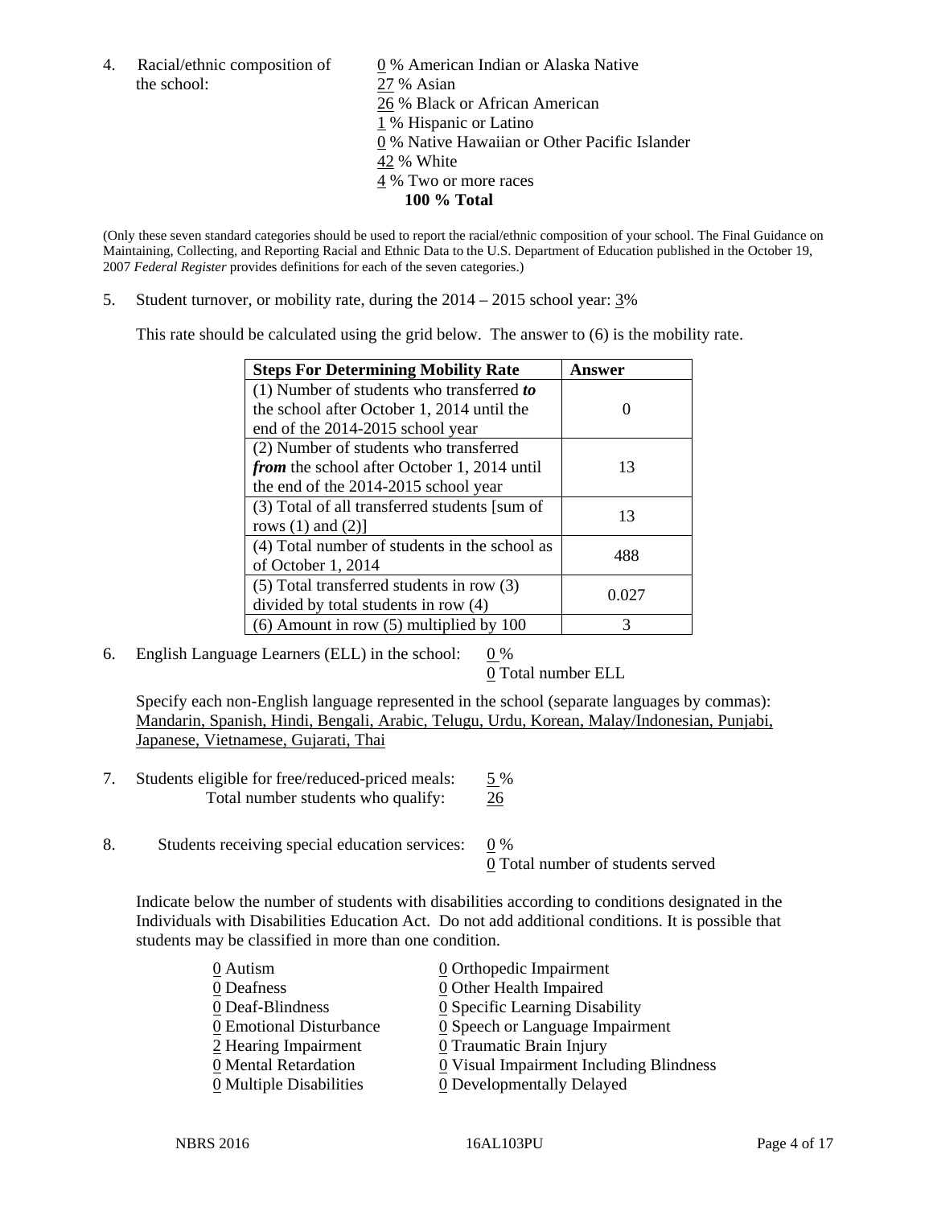4. Racial/ethnic composition of the school:

0 % American Indian or Alaska Native
27 % Asian
26 % Black or African American
1 % Hispanic or Latino
0 % Native Hawaiian or Other Pacific Islander
42 % White
4 % Two or more races
**100 % Total**

(Only these seven standard categories should be used to report the racial/ethnic composition of your school. The Final Guidance on Maintaining, Collecting, and Reporting Racial and Ethnic Data to the U.S. Department of Education published in the October 19, 2007 *Federal Register* provides definitions for each of the seven categories.)

5. Student turnover, or mobility rate, during the 2014 – 2015 school year: 3%

This rate should be calculated using the grid below. The answer to (6) is the mobility rate.

| Steps For Determining Mobility Rate | Answer |
| --- | --- |
| (1) Number of students who transferred ***to*** the school after October 1, 2014 until the end of the 2014-2015 school year | 0 |
| (2) Number of students who transferred ***from*** the school after October 1, 2014 until the end of the 2014-2015 school year | 13 |
| (3) Total of all transferred students [sum of rows (1) and (2)] | 13 |
| (4) Total number of students in the school as of October 1, 2014 | 488 |
| (5) Total transferred students in row (3) divided by total students in row (4) | 0.027 |
| (6) Amount in row (5) multiplied by 100 | 3 |

6. English Language Learners (ELL) in the school: 0 %
0 Total number ELL

Specify each non-English language represented in the school (separate languages by commas): Mandarin, Spanish, Hindi, Bengali, Arabic, Telugu, Urdu, Korean, Malay/Indonesian, Punjabi, Japanese, Vietnamese, Gujarati, Thai

7. Students eligible for free/reduced-priced meals: 5 %
Total number students who qualify: 26

8. Students receiving special education services: 0 %
0 Total number of students served

Indicate below the number of students with disabilities according to conditions designated in the Individuals with Disabilities Education Act. Do not add additional conditions. It is possible that students may be classified in more than one condition.

0 Autism
0 Deafness
0 Deaf-Blindness
0 Emotional Disturbance
2 Hearing Impairment
0 Mental Retardation
0 Multiple Disabilities
0 Orthopedic Impairment
0 Other Health Impaired
0 Specific Learning Disability
0 Speech or Language Impairment
0 Traumatic Brain Injury
0 Visual Impairment Including Blindness
0 Developmentally Delayed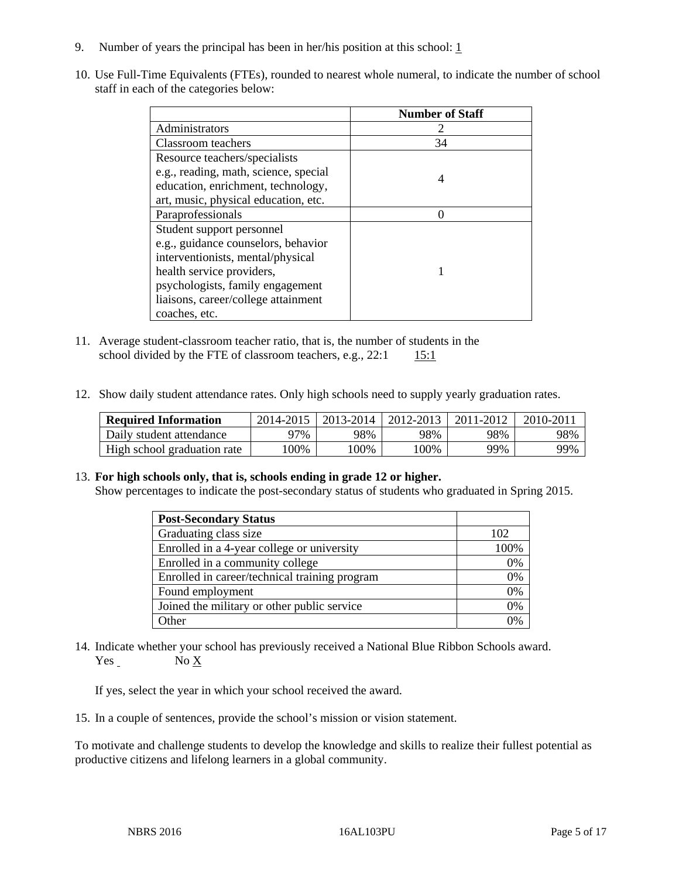9. Number of years the principal has been in her/his position at this school: 1

10. Use Full-Time Equivalents (FTEs), rounded to nearest whole numeral, to indicate the number of school staff in each of the categories below:

| | Number of Staff |
|---|---|
| Administrators | 2 |
| Classroom teachers | 34 |
| Resource teachers/specialists e.g., reading, math, science, special education, enrichment, technology, art, music, physical education, etc. | 4 |
| Paraprofessionals | 0 |
| Student support personnel e.g., guidance counselors, behavior interventionists, mental/physical health service providers, psychologists, family engagement liaisons, career/college attainment coaches, etc. | 1 |

11. Average student-classroom teacher ratio, that is, the number of students in the school divided by the FTE of classroom teachers, e.g., 22:1 15:1

12. Show daily student attendance rates. Only high schools need to supply yearly graduation rates.

| Required Information | 2014-2015 | 2013-2014 | 2012-2013 | 2011-2012 | 2010-2011 |
|---|---|---|---|---|---|
| Daily student attendance | 97% | 98% | 98% | 98% | 98% |
| High school graduation rate | 100% | 100% | 100% | 99% | 99% |

13. **For high schools only, that is, schools ending in grade 12 or higher.**
Show percentages to indicate the post-secondary status of students who graduated in Spring 2015.

| Post-Secondary Status | |
|---|---|
| Graduating class size | 102 |
| Enrolled in a 4-year college or university | 100% |
| Enrolled in a community college | 0% |
| Enrolled in career/technical training program | 0% |
| Found employment | 0% |
| Joined the military or other public service | 0% |
| Other | 0% |

14. Indicate whether your school has previously received a National Blue Ribbon Schools award.
Yes No X

If yes, select the year in which your school received the award.

15. In a couple of sentences, provide the school's mission or vision statement.

To motivate and challenge students to develop the knowledge and skills to realize their fullest potential as productive citizens and lifelong learners in a global community.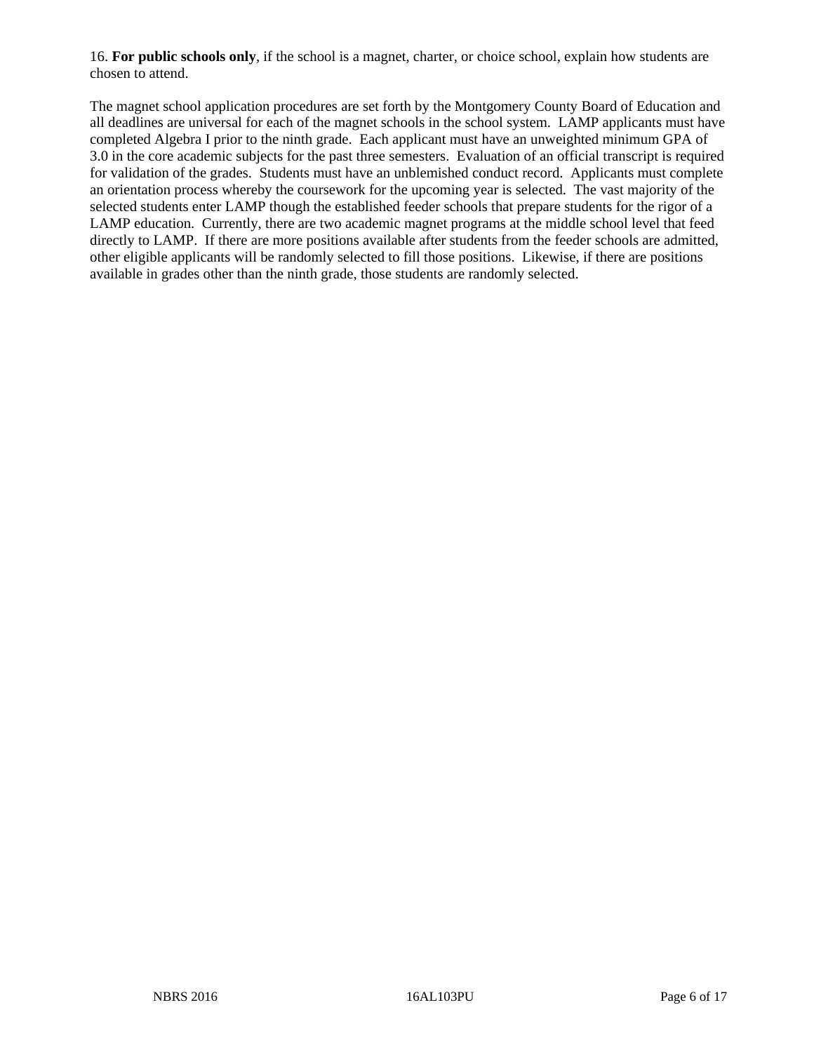16. **For public schools only**, if the school is a magnet, charter, or choice school, explain how students are chosen to attend.

The magnet school application procedures are set forth by the Montgomery County Board of Education and all deadlines are universal for each of the magnet schools in the school system. LAMP applicants must have completed Algebra I prior to the ninth grade. Each applicant must have an unweighted minimum GPA of 3.0 in the core academic subjects for the past three semesters. Evaluation of an official transcript is required for validation of the grades. Students must have an unblemished conduct record. Applicants must complete an orientation process whereby the coursework for the upcoming year is selected. The vast majority of the selected students enter LAMP though the established feeder schools that prepare students for the rigor of a LAMP education. Currently, there are two academic magnet programs at the middle school level that feed directly to LAMP. If there are more positions available after students from the feeder schools are admitted, other eligible applicants will be randomly selected to fill those positions. Likewise, if there are positions available in grades other than the ninth grade, those students are randomly selected.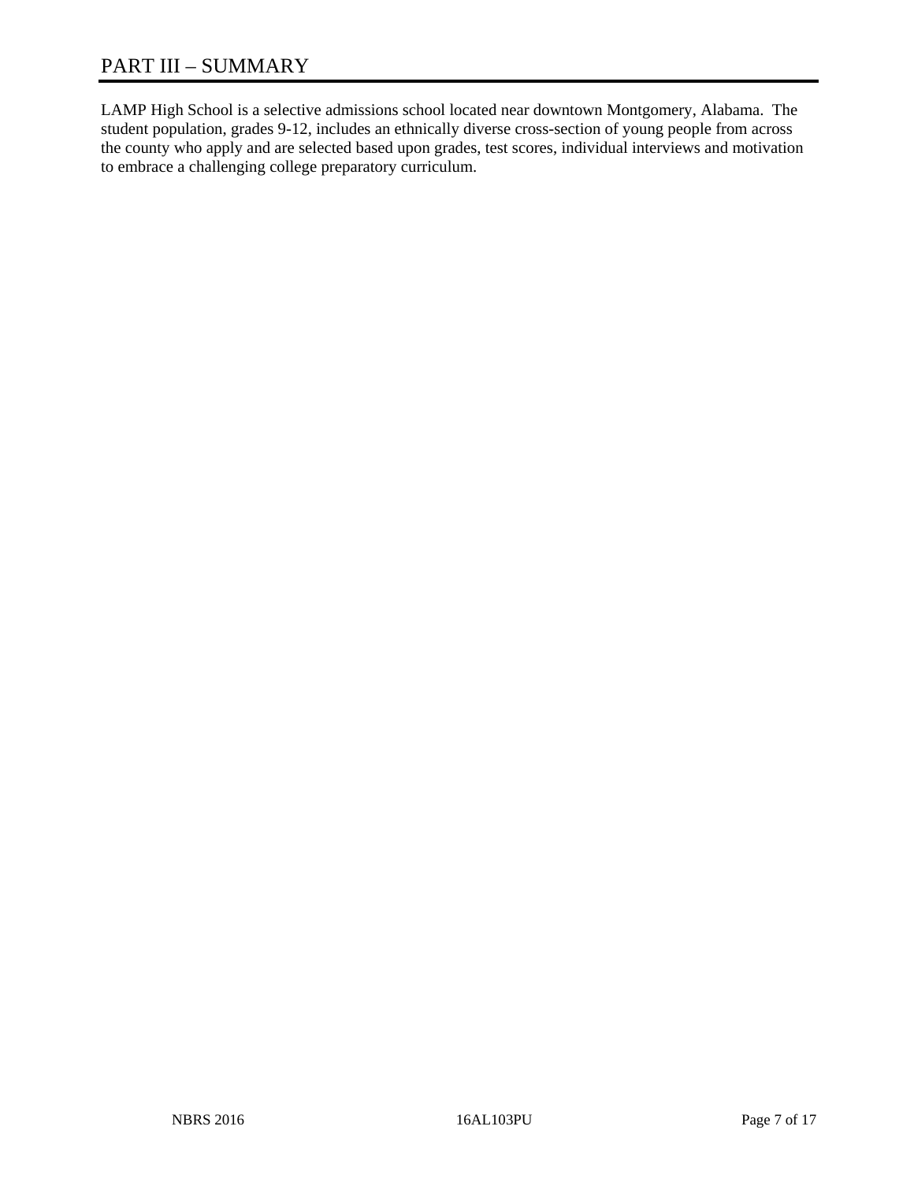# PART III – SUMMARY

LAMP High School is a selective admissions school located near downtown Montgomery, Alabama. The student population, grades 9-12, includes an ethnically diverse cross-section of young people from across the county who apply and are selected based upon grades, test scores, individual interviews and motivation to embrace a challenging college preparatory curriculum.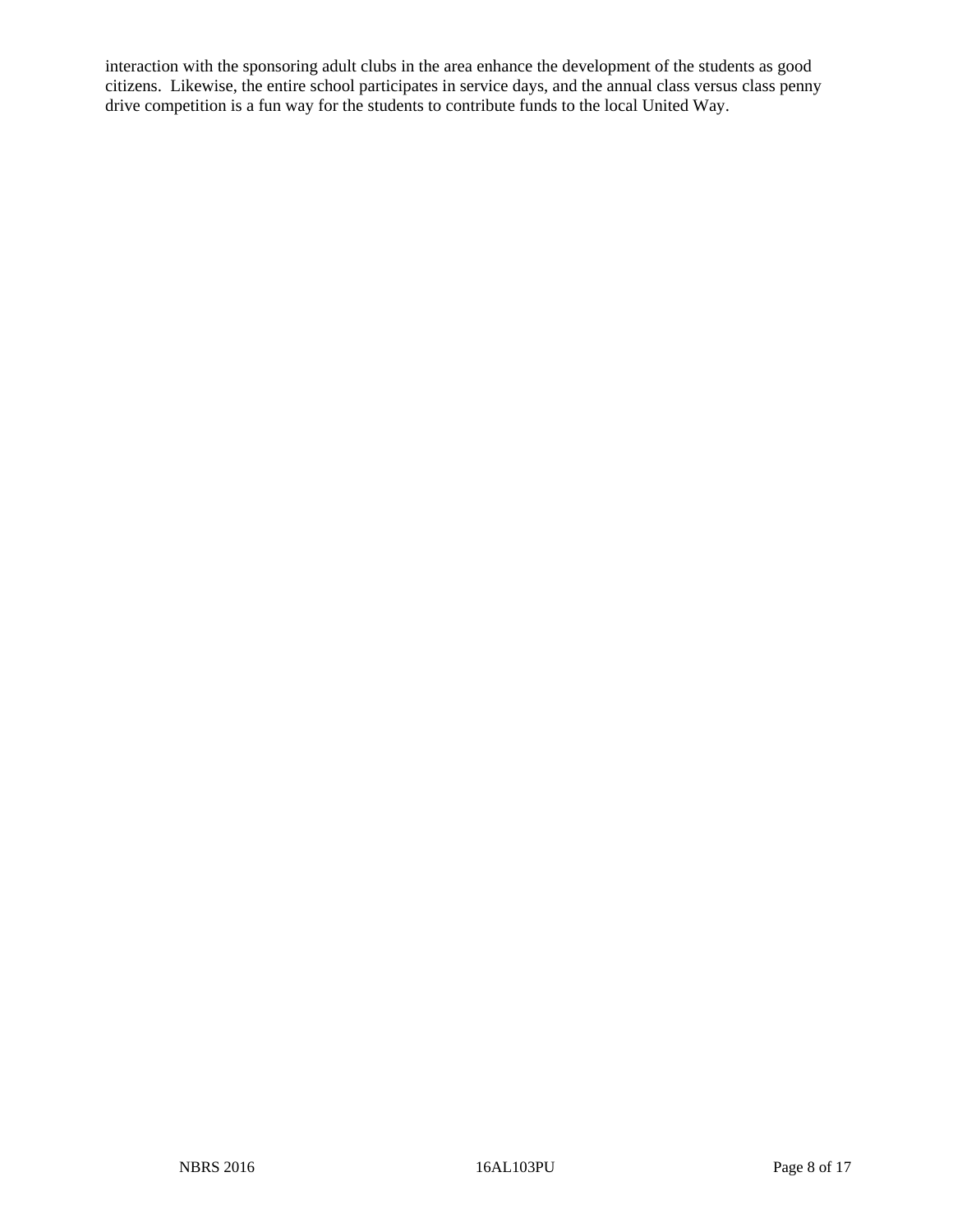interaction with the sponsoring adult clubs in the area enhance the development of the students as good citizens. Likewise, the entire school participates in service days, and the annual class versus class penny drive competition is a fun way for the students to contribute funds to the local United Way.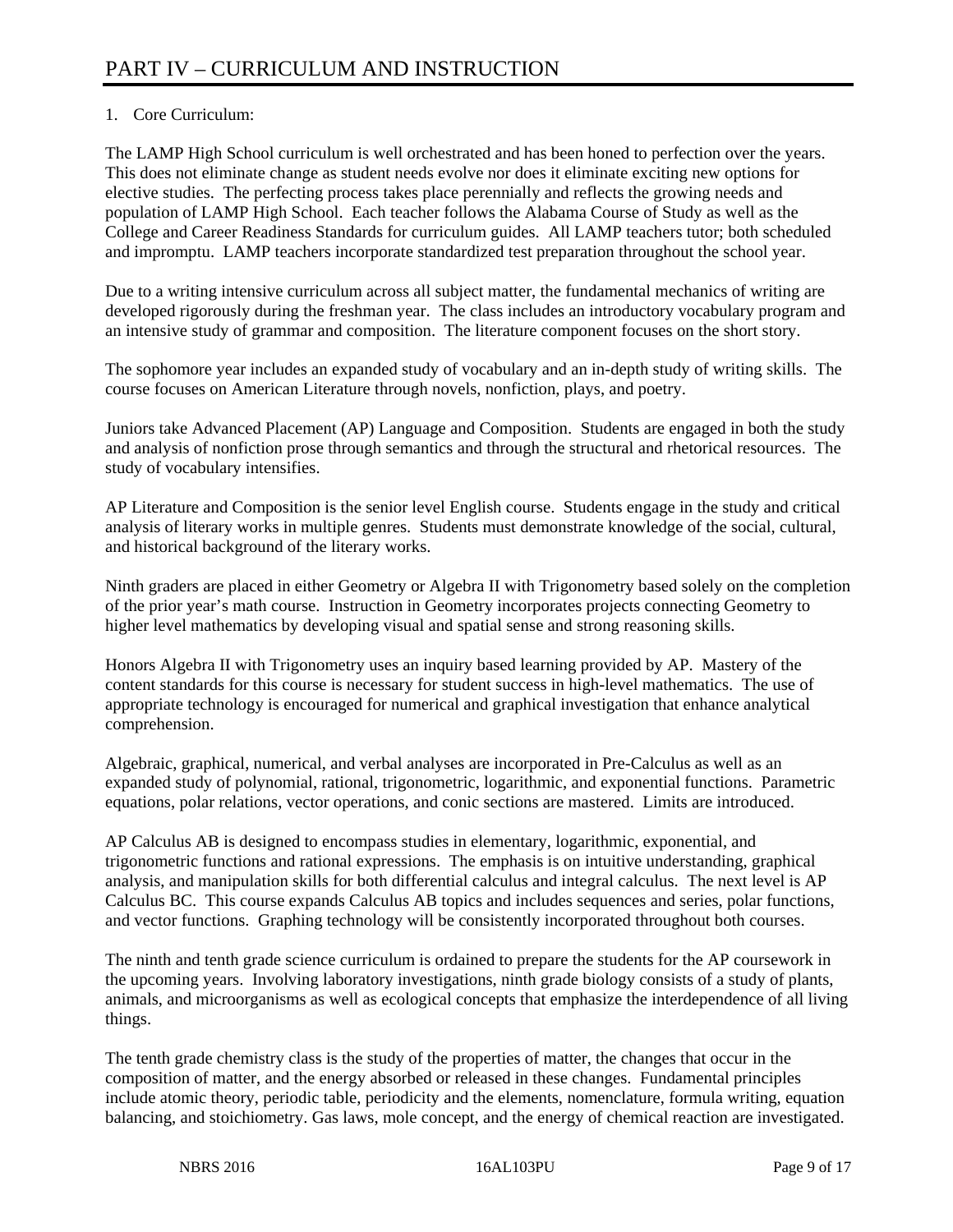# PART IV – CURRICULUM AND INSTRUCTION

1. Core Curriculum:

The LAMP High School curriculum is well orchestrated and has been honed to perfection over the years. This does not eliminate change as student needs evolve nor does it eliminate exciting new options for elective studies. The perfecting process takes place perennially and reflects the growing needs and population of LAMP High School. Each teacher follows the Alabama Course of Study as well as the College and Career Readiness Standards for curriculum guides. All LAMP teachers tutor; both scheduled and impromptu. LAMP teachers incorporate standardized test preparation throughout the school year.

Due to a writing intensive curriculum across all subject matter, the fundamental mechanics of writing are developed rigorously during the freshman year. The class includes an introductory vocabulary program and an intensive study of grammar and composition. The literature component focuses on the short story.

The sophomore year includes an expanded study of vocabulary and an in-depth study of writing skills. The course focuses on American Literature through novels, nonfiction, plays, and poetry.

Juniors take Advanced Placement (AP) Language and Composition. Students are engaged in both the study and analysis of nonfiction prose through semantics and through the structural and rhetorical resources. The study of vocabulary intensifies.

AP Literature and Composition is the senior level English course. Students engage in the study and critical analysis of literary works in multiple genres. Students must demonstrate knowledge of the social, cultural, and historical background of the literary works.

Ninth graders are placed in either Geometry or Algebra II with Trigonometry based solely on the completion of the prior year's math course. Instruction in Geometry incorporates projects connecting Geometry to higher level mathematics by developing visual and spatial sense and strong reasoning skills.

Honors Algebra II with Trigonometry uses an inquiry based learning provided by AP. Mastery of the content standards for this course is necessary for student success in high-level mathematics. The use of appropriate technology is encouraged for numerical and graphical investigation that enhance analytical comprehension.

Algebraic, graphical, numerical, and verbal analyses are incorporated in Pre-Calculus as well as an expanded study of polynomial, rational, trigonometric, logarithmic, and exponential functions. Parametric equations, polar relations, vector operations, and conic sections are mastered. Limits are introduced.

AP Calculus AB is designed to encompass studies in elementary, logarithmic, exponential, and trigonometric functions and rational expressions. The emphasis is on intuitive understanding, graphical analysis, and manipulation skills for both differential calculus and integral calculus. The next level is AP Calculus BC. This course expands Calculus AB topics and includes sequences and series, polar functions, and vector functions. Graphing technology will be consistently incorporated throughout both courses.

The ninth and tenth grade science curriculum is ordained to prepare the students for the AP coursework in the upcoming years. Involving laboratory investigations, ninth grade biology consists of a study of plants, animals, and microorganisms as well as ecological concepts that emphasize the interdependence of all living things.

The tenth grade chemistry class is the study of the properties of matter, the changes that occur in the composition of matter, and the energy absorbed or released in these changes. Fundamental principles include atomic theory, periodic table, periodicity and the elements, nomenclature, formula writing, equation balancing, and stoichiometry. Gas laws, mole concept, and the energy of chemical reaction are investigated.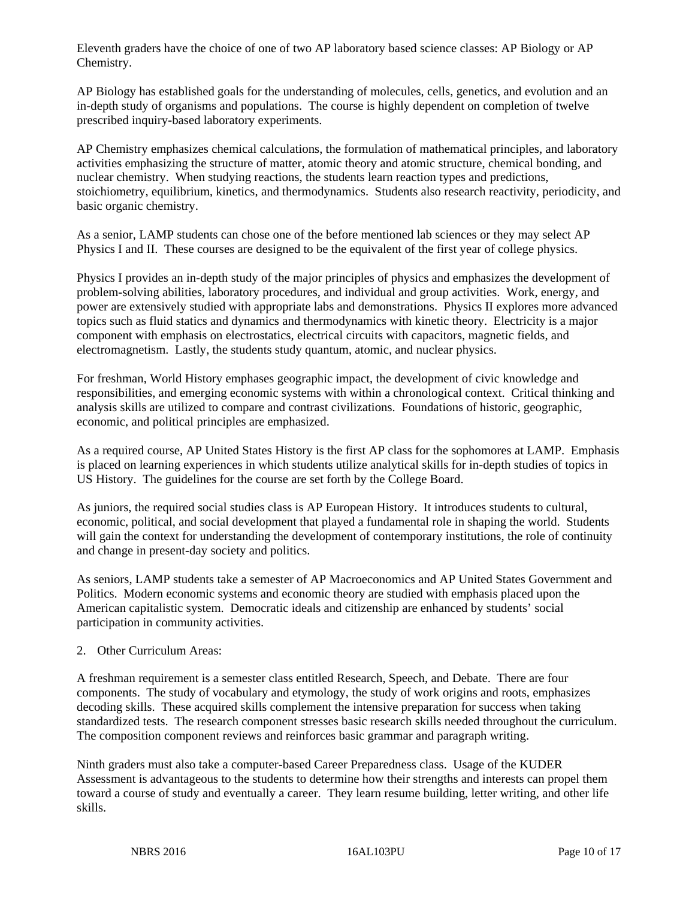Eleventh graders have the choice of one of two AP laboratory based science classes: AP Biology or AP Chemistry.

AP Biology has established goals for the understanding of molecules, cells, genetics, and evolution and an in-depth study of organisms and populations. The course is highly dependent on completion of twelve prescribed inquiry-based laboratory experiments.

AP Chemistry emphasizes chemical calculations, the formulation of mathematical principles, and laboratory activities emphasizing the structure of matter, atomic theory and atomic structure, chemical bonding, and nuclear chemistry. When studying reactions, the students learn reaction types and predictions, stoichiometry, equilibrium, kinetics, and thermodynamics. Students also research reactivity, periodicity, and basic organic chemistry.

As a senior, LAMP students can chose one of the before mentioned lab sciences or they may select AP Physics I and II. These courses are designed to be the equivalent of the first year of college physics.

Physics I provides an in-depth study of the major principles of physics and emphasizes the development of problem-solving abilities, laboratory procedures, and individual and group activities. Work, energy, and power are extensively studied with appropriate labs and demonstrations. Physics II explores more advanced topics such as fluid statics and dynamics and thermodynamics with kinetic theory. Electricity is a major component with emphasis on electrostatics, electrical circuits with capacitors, magnetic fields, and electromagnetism. Lastly, the students study quantum, atomic, and nuclear physics.

For freshman, World History emphases geographic impact, the development of civic knowledge and responsibilities, and emerging economic systems with within a chronological context. Critical thinking and analysis skills are utilized to compare and contrast civilizations. Foundations of historic, geographic, economic, and political principles are emphasized.

As a required course, AP United States History is the first AP class for the sophomores at LAMP. Emphasis is placed on learning experiences in which students utilize analytical skills for in-depth studies of topics in US History. The guidelines for the course are set forth by the College Board.

As juniors, the required social studies class is AP European History. It introduces students to cultural, economic, political, and social development that played a fundamental role in shaping the world. Students will gain the context for understanding the development of contemporary institutions, the role of continuity and change in present-day society and politics.

As seniors, LAMP students take a semester of AP Macroeconomics and AP United States Government and Politics. Modern economic systems and economic theory are studied with emphasis placed upon the American capitalistic system. Democratic ideals and citizenship are enhanced by students' social participation in community activities.

2. Other Curriculum Areas:

A freshman requirement is a semester class entitled Research, Speech, and Debate. There are four components. The study of vocabulary and etymology, the study of work origins and roots, emphasizes decoding skills. These acquired skills complement the intensive preparation for success when taking standardized tests. The research component stresses basic research skills needed throughout the curriculum. The composition component reviews and reinforces basic grammar and paragraph writing.

Ninth graders must also take a computer-based Career Preparedness class. Usage of the KUDER Assessment is advantageous to the students to determine how their strengths and interests can propel them toward a course of study and eventually a career. They learn resume building, letter writing, and other life skills.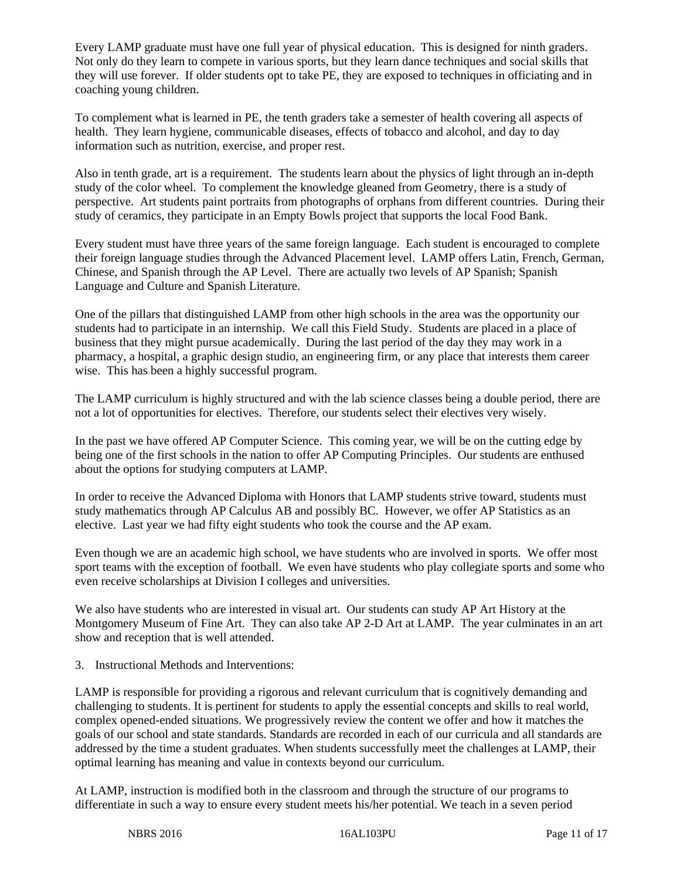Every LAMP graduate must have one full year of physical education. This is designed for ninth graders. Not only do they learn to compete in various sports, but they learn dance techniques and social skills that they will use forever. If older students opt to take PE, they are exposed to techniques in officiating and in coaching young children.

To complement what is learned in PE, the tenth graders take a semester of health covering all aspects of health. They learn hygiene, communicable diseases, effects of tobacco and alcohol, and day to day information such as nutrition, exercise, and proper rest.

Also in tenth grade, art is a requirement. The students learn about the physics of light through an in-depth study of the color wheel. To complement the knowledge gleaned from Geometry, there is a study of perspective. Art students paint portraits from photographs of orphans from different countries. During their study of ceramics, they participate in an Empty Bowls project that supports the local Food Bank.

Every student must have three years of the same foreign language. Each student is encouraged to complete their foreign language studies through the Advanced Placement level. LAMP offers Latin, French, German, Chinese, and Spanish through the AP Level. There are actually two levels of AP Spanish; Spanish Language and Culture and Spanish Literature.

One of the pillars that distinguished LAMP from other high schools in the area was the opportunity our students had to participate in an internship. We call this Field Study. Students are placed in a place of business that they might pursue academically. During the last period of the day they may work in a pharmacy, a hospital, a graphic design studio, an engineering firm, or any place that interests them career wise. This has been a highly successful program.

The LAMP curriculum is highly structured and with the lab science classes being a double period, there are not a lot of opportunities for electives. Therefore, our students select their electives very wisely.

In the past we have offered AP Computer Science. This coming year, we will be on the cutting edge by being one of the first schools in the nation to offer AP Computing Principles. Our students are enthused about the options for studying computers at LAMP.

In order to receive the Advanced Diploma with Honors that LAMP students strive toward, students must study mathematics through AP Calculus AB and possibly BC. However, we offer AP Statistics as an elective. Last year we had fifty eight students who took the course and the AP exam.

Even though we are an academic high school, we have students who are involved in sports. We offer most sport teams with the exception of football. We even have students who play collegiate sports and some who even receive scholarships at Division I colleges and universities.

We also have students who are interested in visual art. Our students can study AP Art History at the Montgomery Museum of Fine Art. They can also take AP 2-D Art at LAMP. The year culminates in an art show and reception that is well attended.

3. Instructional Methods and Interventions:

LAMP is responsible for providing a rigorous and relevant curriculum that is cognitively demanding and challenging to students. It is pertinent for students to apply the essential concepts and skills to real world, complex opened-ended situations. We progressively review the content we offer and how it matches the goals of our school and state standards. Standards are recorded in each of our curricula and all standards are addressed by the time a student graduates. When students successfully meet the challenges at LAMP, their optimal learning has meaning and value in contexts beyond our curriculum.

At LAMP, instruction is modified both in the classroom and through the structure of our programs to differentiate in such a way to ensure every student meets his/her potential. We teach in a seven period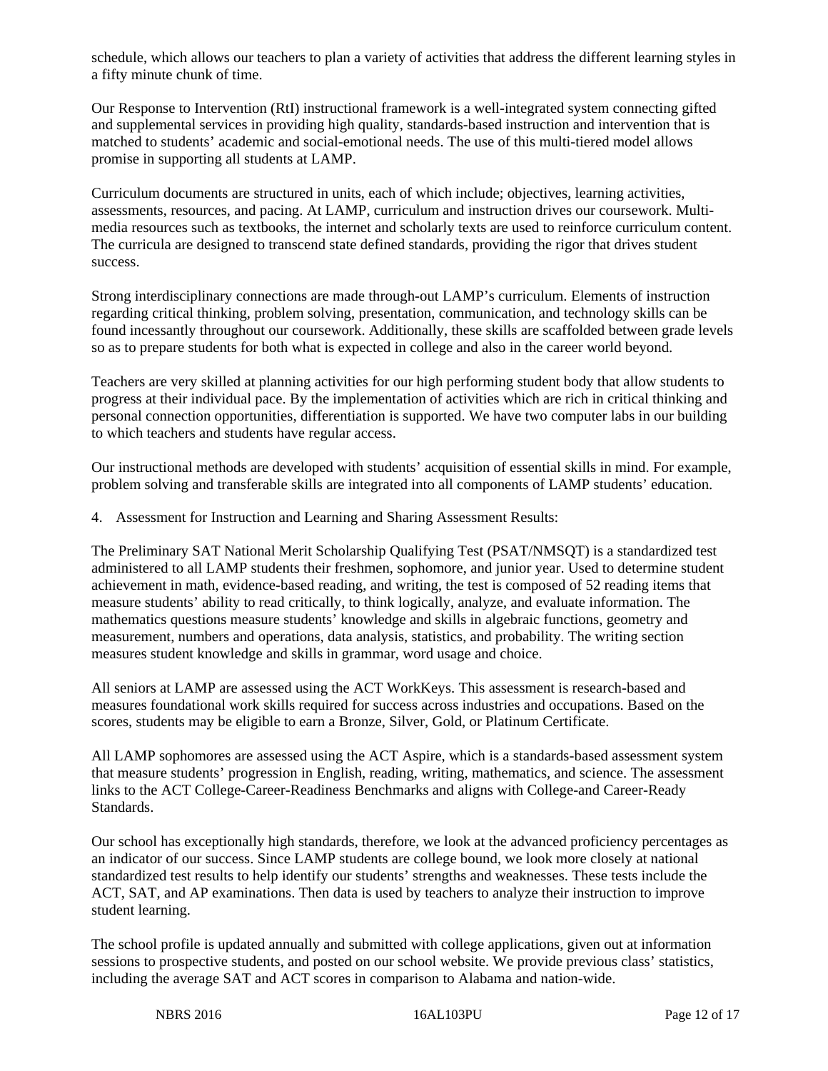schedule, which allows our teachers to plan a variety of activities that address the different learning styles in a fifty minute chunk of time.

Our Response to Intervention (RtI) instructional framework is a well-integrated system connecting gifted and supplemental services in providing high quality, standards-based instruction and intervention that is matched to students' academic and social-emotional needs. The use of this multi-tiered model allows promise in supporting all students at LAMP.

Curriculum documents are structured in units, each of which include; objectives, learning activities, assessments, resources, and pacing. At LAMP, curriculum and instruction drives our coursework. Multi-media resources such as textbooks, the internet and scholarly texts are used to reinforce curriculum content. The curricula are designed to transcend state defined standards, providing the rigor that drives student success.

Strong interdisciplinary connections are made through-out LAMP's curriculum. Elements of instruction regarding critical thinking, problem solving, presentation, communication, and technology skills can be found incessantly throughout our coursework. Additionally, these skills are scaffolded between grade levels so as to prepare students for both what is expected in college and also in the career world beyond.

Teachers are very skilled at planning activities for our high performing student body that allow students to progress at their individual pace. By the implementation of activities which are rich in critical thinking and personal connection opportunities, differentiation is supported. We have two computer labs in our building to which teachers and students have regular access.

Our instructional methods are developed with students' acquisition of essential skills in mind. For example, problem solving and transferable skills are integrated into all components of LAMP students' education.

4. Assessment for Instruction and Learning and Sharing Assessment Results:

The Preliminary SAT National Merit Scholarship Qualifying Test (PSAT/NMSQT) is a standardized test administered to all LAMP students their freshmen, sophomore, and junior year. Used to determine student achievement in math, evidence-based reading, and writing, the test is composed of 52 reading items that measure students' ability to read critically, to think logically, analyze, and evaluate information. The mathematics questions measure students' knowledge and skills in algebraic functions, geometry and measurement, numbers and operations, data analysis, statistics, and probability. The writing section measures student knowledge and skills in grammar, word usage and choice.

All seniors at LAMP are assessed using the ACT WorkKeys. This assessment is research-based and measures foundational work skills required for success across industries and occupations. Based on the scores, students may be eligible to earn a Bronze, Silver, Gold, or Platinum Certificate.

All LAMP sophomores are assessed using the ACT Aspire, which is a standards-based assessment system that measure students' progression in English, reading, writing, mathematics, and science. The assessment links to the ACT College-Career-Readiness Benchmarks and aligns with College-and Career-Ready Standards.

Our school has exceptionally high standards, therefore, we look at the advanced proficiency percentages as an indicator of our success. Since LAMP students are college bound, we look more closely at national standardized test results to help identify our students' strengths and weaknesses. These tests include the ACT, SAT, and AP examinations. Then data is used by teachers to analyze their instruction to improve student learning.

The school profile is updated annually and submitted with college applications, given out at information sessions to prospective students, and posted on our school website. We provide previous class' statistics, including the average SAT and ACT scores in comparison to Alabama and nation-wide.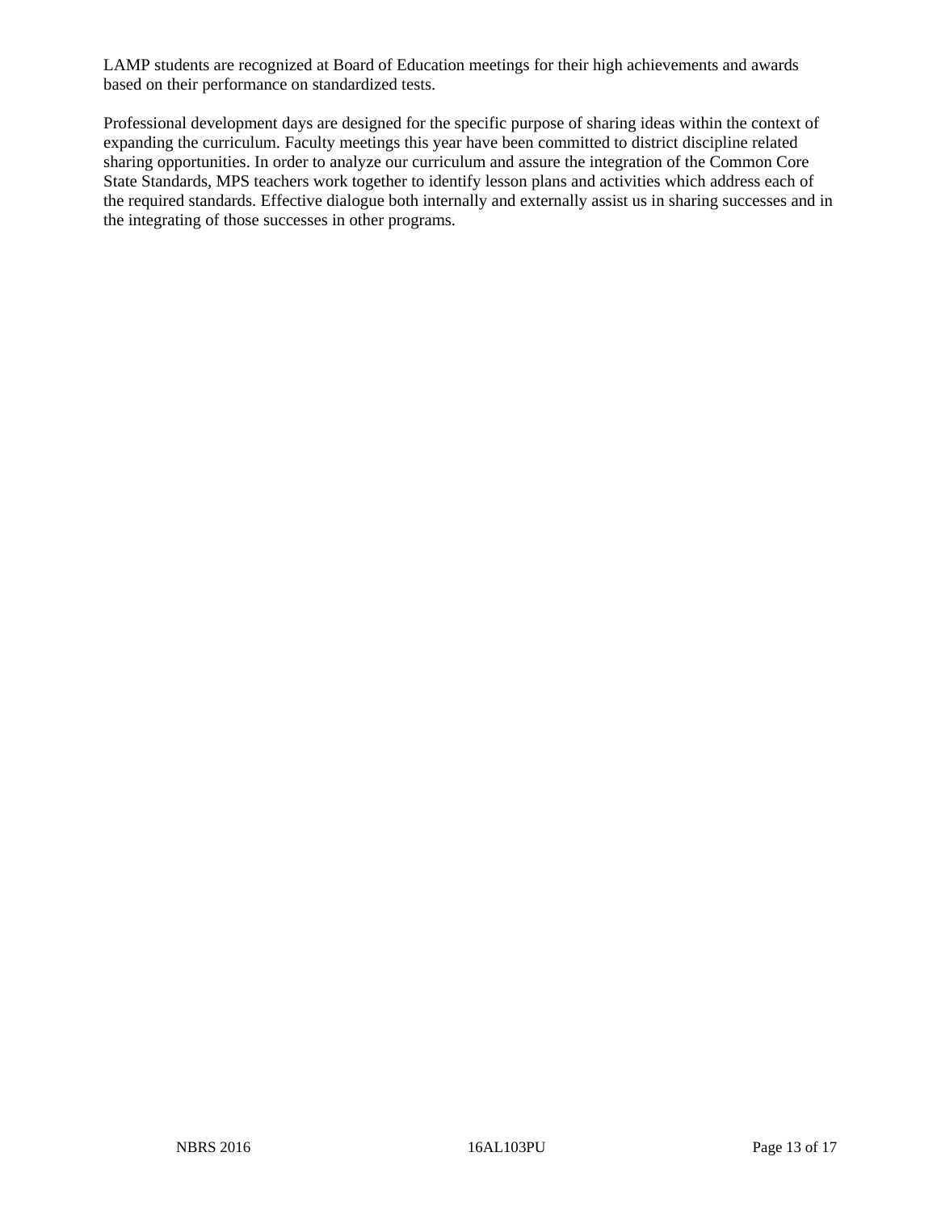LAMP students are recognized at Board of Education meetings for their high achievements and awards based on their performance on standardized tests.

Professional development days are designed for the specific purpose of sharing ideas within the context of expanding the curriculum. Faculty meetings this year have been committed to district discipline related sharing opportunities. In order to analyze our curriculum and assure the integration of the Common Core State Standards, MPS teachers work together to identify lesson plans and activities which address each of the required standards. Effective dialogue both internally and externally assist us in sharing successes and in the integrating of those successes in other programs.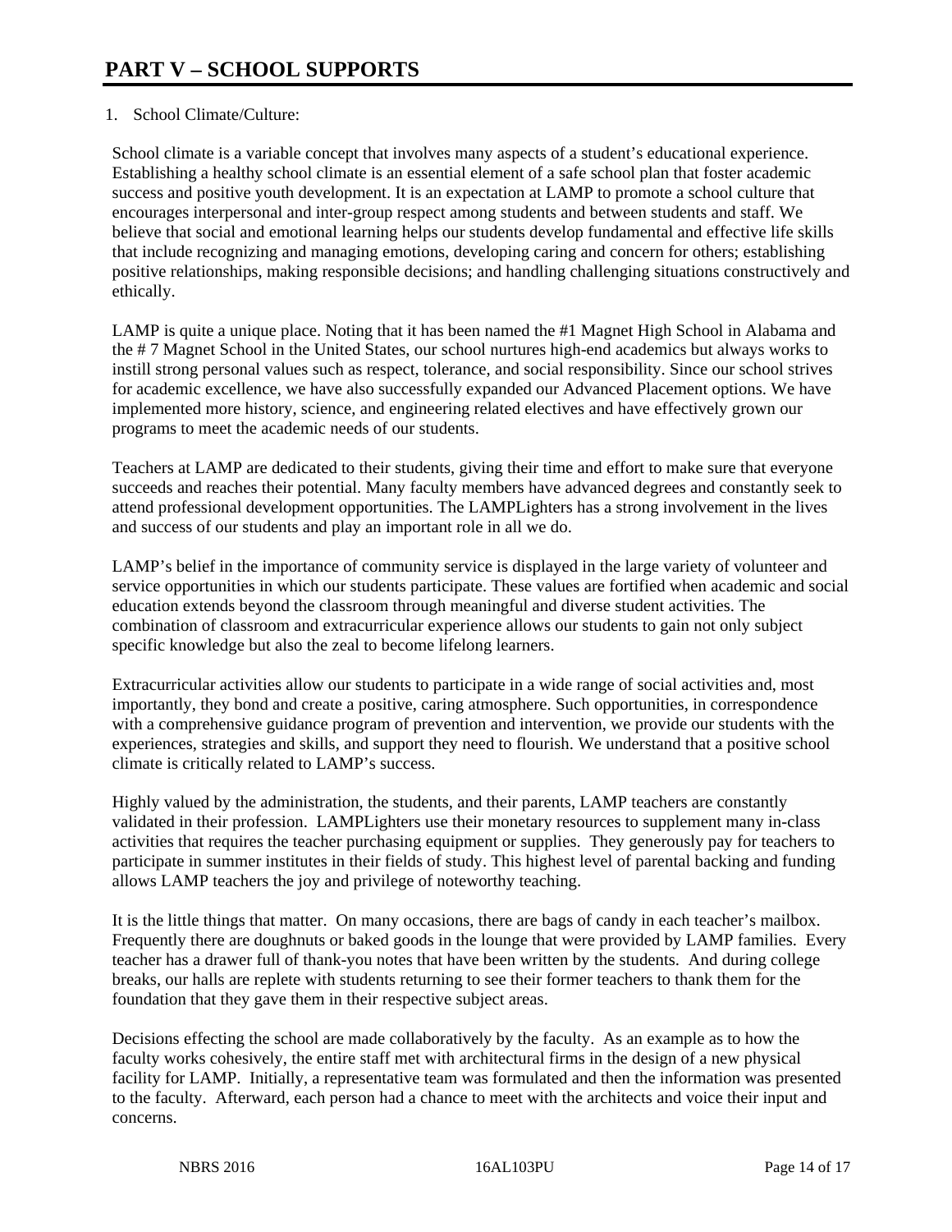# PART V – SCHOOL SUPPORTS

1. School Climate/Culture:

School climate is a variable concept that involves many aspects of a student's educational experience. Establishing a healthy school climate is an essential element of a safe school plan that foster academic success and positive youth development. It is an expectation at LAMP to promote a school culture that encourages interpersonal and inter-group respect among students and between students and staff. We believe that social and emotional learning helps our students develop fundamental and effective life skills that include recognizing and managing emotions, developing caring and concern for others; establishing positive relationships, making responsible decisions; and handling challenging situations constructively and ethically.

LAMP is quite a unique place. Noting that it has been named the #1 Magnet High School in Alabama and the # 7 Magnet School in the United States, our school nurtures high-end academics but always works to instill strong personal values such as respect, tolerance, and social responsibility. Since our school strives for academic excellence, we have also successfully expanded our Advanced Placement options. We have implemented more history, science, and engineering related electives and have effectively grown our programs to meet the academic needs of our students.

Teachers at LAMP are dedicated to their students, giving their time and effort to make sure that everyone succeeds and reaches their potential. Many faculty members have advanced degrees and constantly seek to attend professional development opportunities. The LAMPLighters has a strong involvement in the lives and success of our students and play an important role in all we do.

LAMP's belief in the importance of community service is displayed in the large variety of volunteer and service opportunities in which our students participate. These values are fortified when academic and social education extends beyond the classroom through meaningful and diverse student activities. The combination of classroom and extracurricular experience allows our students to gain not only subject specific knowledge but also the zeal to become lifelong learners.

Extracurricular activities allow our students to participate in a wide range of social activities and, most importantly, they bond and create a positive, caring atmosphere. Such opportunities, in correspondence with a comprehensive guidance program of prevention and intervention, we provide our students with the experiences, strategies and skills, and support they need to flourish. We understand that a positive school climate is critically related to LAMP's success.

Highly valued by the administration, the students, and their parents, LAMP teachers are constantly validated in their profession. LAMPLighters use their monetary resources to supplement many in-class activities that requires the teacher purchasing equipment or supplies. They generously pay for teachers to participate in summer institutes in their fields of study. This highest level of parental backing and funding allows LAMP teachers the joy and privilege of noteworthy teaching.

It is the little things that matter. On many occasions, there are bags of candy in each teacher's mailbox. Frequently there are doughnuts or baked goods in the lounge that were provided by LAMP families. Every teacher has a drawer full of thank-you notes that have been written by the students. And during college breaks, our halls are replete with students returning to see their former teachers to thank them for the foundation that they gave them in their respective subject areas.

Decisions effecting the school are made collaboratively by the faculty. As an example as to how the faculty works cohesively, the entire staff met with architectural firms in the design of a new physical facility for LAMP. Initially, a representative team was formulated and then the information was presented to the faculty. Afterward, each person had a chance to meet with the architects and voice their input and concerns.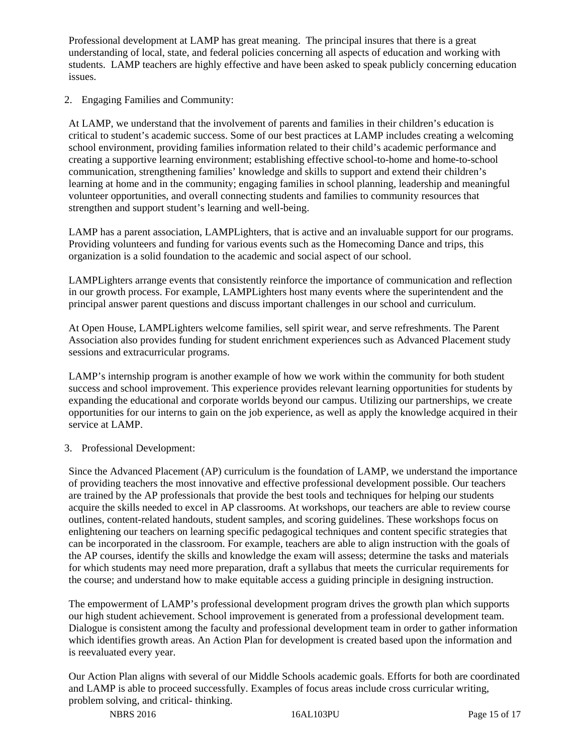Professional development at LAMP has great meaning. The principal insures that there is a great understanding of local, state, and federal policies concerning all aspects of education and working with students. LAMP teachers are highly effective and have been asked to speak publicly concerning education issues.

2. Engaging Families and Community:

At LAMP, we understand that the involvement of parents and families in their children's education is critical to student's academic success. Some of our best practices at LAMP includes creating a welcoming school environment, providing families information related to their child's academic performance and creating a supportive learning environment; establishing effective school-to-home and home-to-school communication, strengthening families' knowledge and skills to support and extend their children's learning at home and in the community; engaging families in school planning, leadership and meaningful volunteer opportunities, and overall connecting students and families to community resources that strengthen and support student's learning and well-being.

LAMP has a parent association, LAMPLighters, that is active and an invaluable support for our programs. Providing volunteers and funding for various events such as the Homecoming Dance and trips, this organization is a solid foundation to the academic and social aspect of our school.

LAMPLighters arrange events that consistently reinforce the importance of communication and reflection in our growth process. For example, LAMPLighters host many events where the superintendent and the principal answer parent questions and discuss important challenges in our school and curriculum.

At Open House, LAMPLighters welcome families, sell spirit wear, and serve refreshments. The Parent Association also provides funding for student enrichment experiences such as Advanced Placement study sessions and extracurricular programs.

LAMP's internship program is another example of how we work within the community for both student success and school improvement. This experience provides relevant learning opportunities for students by expanding the educational and corporate worlds beyond our campus. Utilizing our partnerships, we create opportunities for our interns to gain on the job experience, as well as apply the knowledge acquired in their service at LAMP.

3. Professional Development:

Since the Advanced Placement (AP) curriculum is the foundation of LAMP, we understand the importance of providing teachers the most innovative and effective professional development possible. Our teachers are trained by the AP professionals that provide the best tools and techniques for helping our students acquire the skills needed to excel in AP classrooms. At workshops, our teachers are able to review course outlines, content-related handouts, student samples, and scoring guidelines. These workshops focus on enlightening our teachers on learning specific pedagogical techniques and content specific strategies that can be incorporated in the classroom. For example, teachers are able to align instruction with the goals of the AP courses, identify the skills and knowledge the exam will assess; determine the tasks and materials for which students may need more preparation, draft a syllabus that meets the curricular requirements for the course; and understand how to make equitable access a guiding principle in designing instruction.

The empowerment of LAMP's professional development program drives the growth plan which supports our high student achievement. School improvement is generated from a professional development team. Dialogue is consistent among the faculty and professional development team in order to gather information which identifies growth areas. An Action Plan for development is created based upon the information and is reevaluated every year.

Our Action Plan aligns with several of our Middle Schools academic goals. Efforts for both are coordinated and LAMP is able to proceed successfully. Examples of focus areas include cross curricular writing, problem solving, and critical- thinking.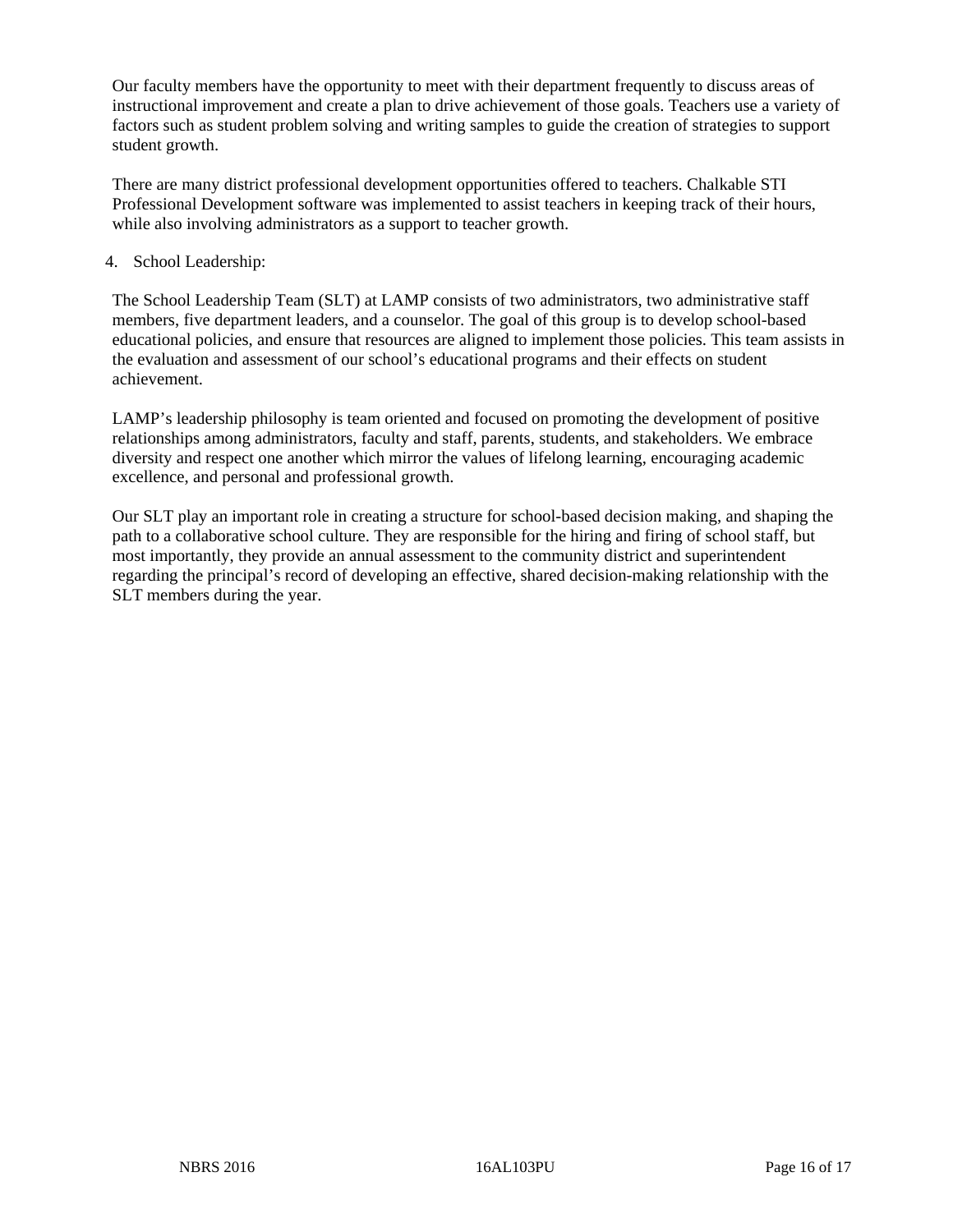Our faculty members have the opportunity to meet with their department frequently to discuss areas of instructional improvement and create a plan to drive achievement of those goals. Teachers use a variety of factors such as student problem solving and writing samples to guide the creation of strategies to support student growth.

There are many district professional development opportunities offered to teachers. Chalkable STI Professional Development software was implemented to assist teachers in keeping track of their hours, while also involving administrators as a support to teacher growth.

4. School Leadership:

The School Leadership Team (SLT) at LAMP consists of two administrators, two administrative staff members, five department leaders, and a counselor. The goal of this group is to develop school-based educational policies, and ensure that resources are aligned to implement those policies. This team assists in the evaluation and assessment of our school's educational programs and their effects on student achievement.

LAMP's leadership philosophy is team oriented and focused on promoting the development of positive relationships among administrators, faculty and staff, parents, students, and stakeholders. We embrace diversity and respect one another which mirror the values of lifelong learning, encouraging academic excellence, and personal and professional growth.

Our SLT play an important role in creating a structure for school-based decision making, and shaping the path to a collaborative school culture. They are responsible for the hiring and firing of school staff, but most importantly, they provide an annual assessment to the community district and superintendent regarding the principal's record of developing an effective, shared decision-making relationship with the SLT members during the year.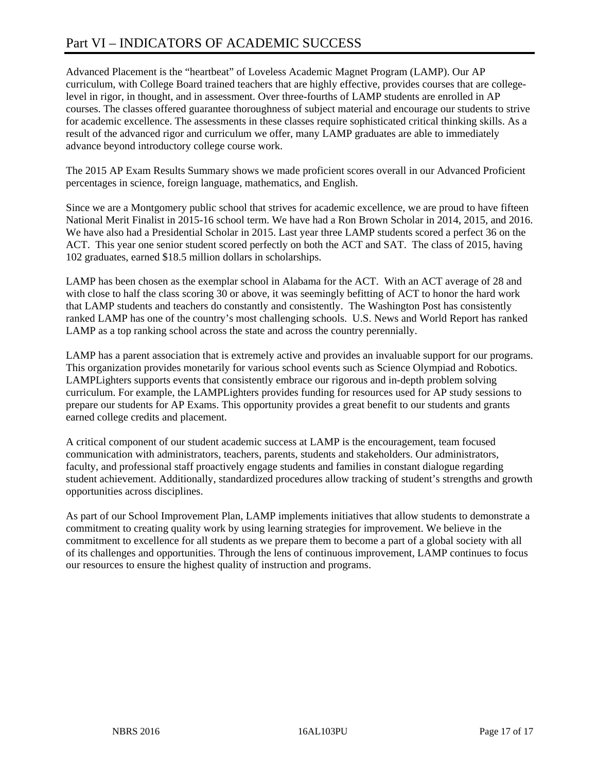# Part VI – INDICATORS OF ACADEMIC SUCCESS

Advanced Placement is the "heartbeat" of Loveless Academic Magnet Program (LAMP). Our AP curriculum, with College Board trained teachers that are highly effective, provides courses that are college-level in rigor, in thought, and in assessment. Over three-fourths of LAMP students are enrolled in AP courses. The classes offered guarantee thoroughness of subject material and encourage our students to strive for academic excellence. The assessments in these classes require sophisticated critical thinking skills. As a result of the advanced rigor and curriculum we offer, many LAMP graduates are able to immediately advance beyond introductory college course work.

The 2015 AP Exam Results Summary shows we made proficient scores overall in our Advanced Proficient percentages in science, foreign language, mathematics, and English.

Since we are a Montgomery public school that strives for academic excellence, we are proud to have fifteen National Merit Finalist in 2015-16 school term. We have had a Ron Brown Scholar in 2014, 2015, and 2016. We have also had a Presidential Scholar in 2015. Last year three LAMP students scored a perfect 36 on the ACT. This year one senior student scored perfectly on both the ACT and SAT. The class of 2015, having 102 graduates, earned $18.5 million dollars in scholarships.

LAMP has been chosen as the exemplar school in Alabama for the ACT. With an ACT average of 28 and with close to half the class scoring 30 or above, it was seemingly befitting of ACT to honor the hard work that LAMP students and teachers do constantly and consistently. The Washington Post has consistently ranked LAMP has one of the country's most challenging schools. U.S. News and World Report has ranked LAMP as a top ranking school across the state and across the country perennially.

LAMP has a parent association that is extremely active and provides an invaluable support for our programs. This organization provides monetarily for various school events such as Science Olympiad and Robotics. LAMPLighters supports events that consistently embrace our rigorous and in-depth problem solving curriculum. For example, the LAMPLighters provides funding for resources used for AP study sessions to prepare our students for AP Exams. This opportunity provides a great benefit to our students and grants earned college credits and placement.

A critical component of our student academic success at LAMP is the encouragement, team focused communication with administrators, teachers, parents, students and stakeholders. Our administrators, faculty, and professional staff proactively engage students and families in constant dialogue regarding student achievement. Additionally, standardized procedures allow tracking of student's strengths and growth opportunities across disciplines.

As part of our School Improvement Plan, LAMP implements initiatives that allow students to demonstrate a commitment to creating quality work by using learning strategies for improvement. We believe in the commitment to excellence for all students as we prepare them to become a part of a global society with all of its challenges and opportunities. Through the lens of continuous improvement, LAMP continues to focus our resources to ensure the highest quality of instruction and programs.